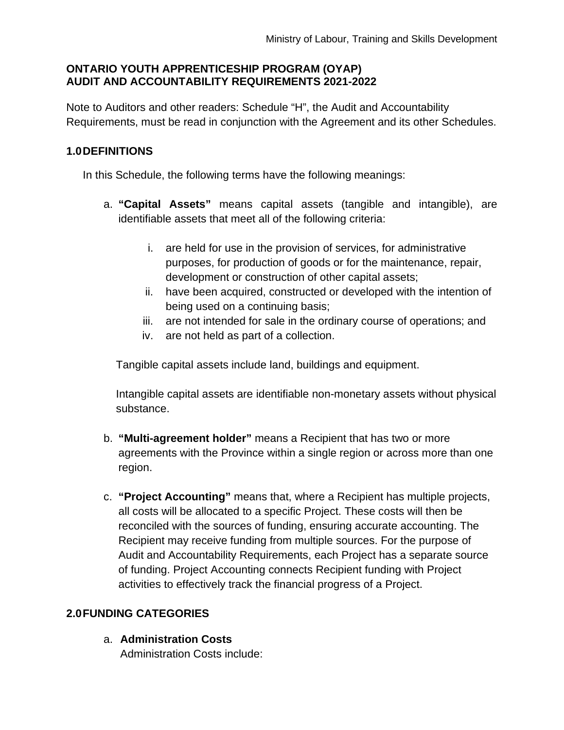**ONTARIO YOUTH APPRENTICESHIP PROGRAM (OYAP)**
**AUDIT AND ACCOUNTABILITY REQUIREMENTS 2021-2022**

Note to Auditors and other readers: Schedule "H", the Audit and Accountability Requirements, must be read in conjunction with the Agreement and its other Schedules.

## 1.0 DEFINITIONS

In this Schedule, the following terms have the following meanings:

a. **"Capital Assets"** means capital assets (tangible and intangible), are identifiable assets that meet all of the following criteria:

   i. are held for use in the provision of services, for administrative purposes, for production of goods or for the maintenance, repair, development or construction of other capital assets;
   ii. have been acquired, constructed or developed with the intention of being used on a continuing basis;
   iii. are not intended for sale in the ordinary course of operations; and
   iv. are not held as part of a collection.

   Tangible capital assets include land, buildings and equipment.

   Intangible capital assets are identifiable non-monetary assets without physical substance.

b. **"Multi-agreement holder"** means a Recipient that has two or more agreements with the Province within a single region or across more than one region.

c. **"Project Accounting"** means that, where a Recipient has multiple projects, all costs will be allocated to a specific Project. These costs will then be reconciled with the sources of funding, ensuring accurate accounting. The Recipient may receive funding from multiple sources. For the purpose of Audit and Accountability Requirements, each Project has a separate source of funding. Project Accounting connects Recipient funding with Project activities to effectively track the financial progress of a Project.

## 2.0 FUNDING CATEGORIES

a. **Administration Costs**
   Administration Costs include: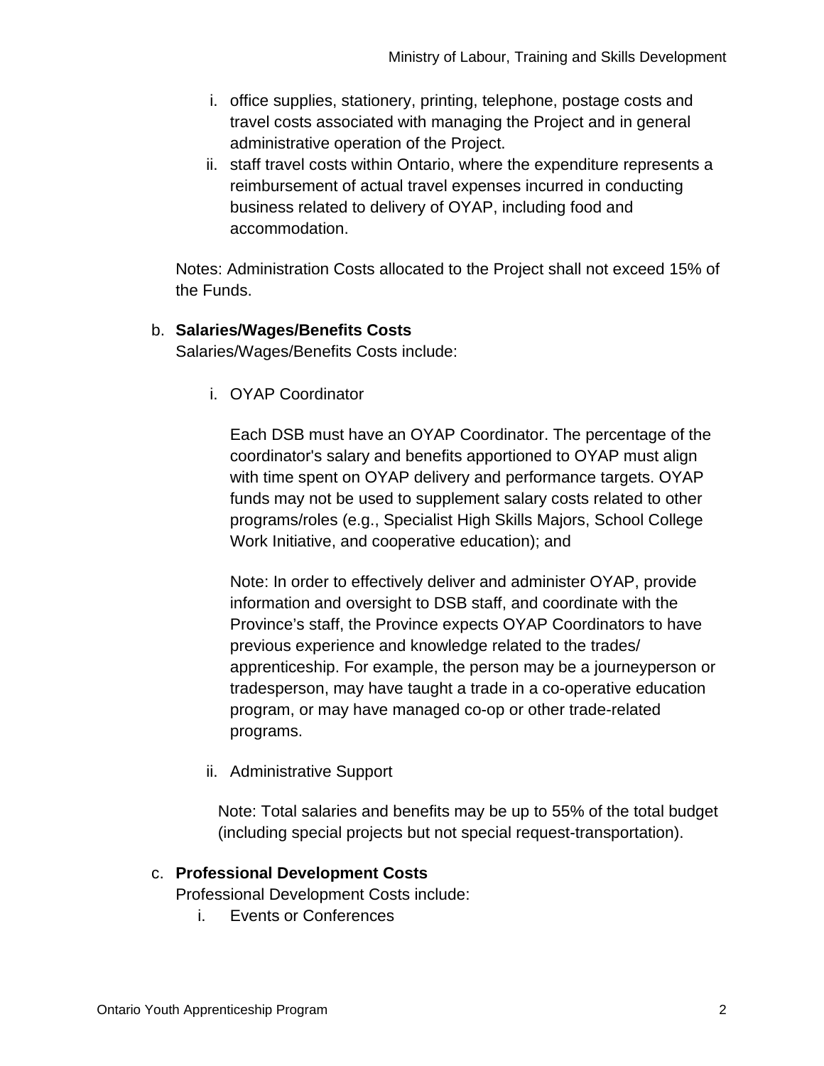i. office supplies, stationery, printing, telephone, postage costs and travel costs associated with managing the Project and in general administrative operation of the Project.
   ii. staff travel costs within Ontario, where the expenditure represents a reimbursement of actual travel expenses incurred in conducting business related to delivery of OYAP, including food and accommodation.

   Notes: Administration Costs allocated to the Project shall not exceed 15% of the Funds.

b. **Salaries/Wages/Benefits Costs**
   Salaries/Wages/Benefits Costs include:

   i. OYAP Coordinator

      Each DSB must have an OYAP Coordinator. The percentage of the coordinator's salary and benefits apportioned to OYAP must align with time spent on OYAP delivery and performance targets. OYAP funds may not be used to supplement salary costs related to other programs/roles (e.g., Specialist High Skills Majors, School College Work Initiative, and cooperative education); and

      Note: In order to effectively deliver and administer OYAP, provide information and oversight to DSB staff, and coordinate with the Province's staff, the Province expects OYAP Coordinators to have previous experience and knowledge related to the trades/ apprenticeship. For example, the person may be a journeyperson or tradesperson, may have taught a trade in a co-operative education program, or may have managed co-op or other trade-related programs.

   ii. Administrative Support

      Note: Total salaries and benefits may be up to 55% of the total budget (including special projects but not special request-transportation).

c. **Professional Development Costs**
   Professional Development Costs include:
   i. Events or Conferences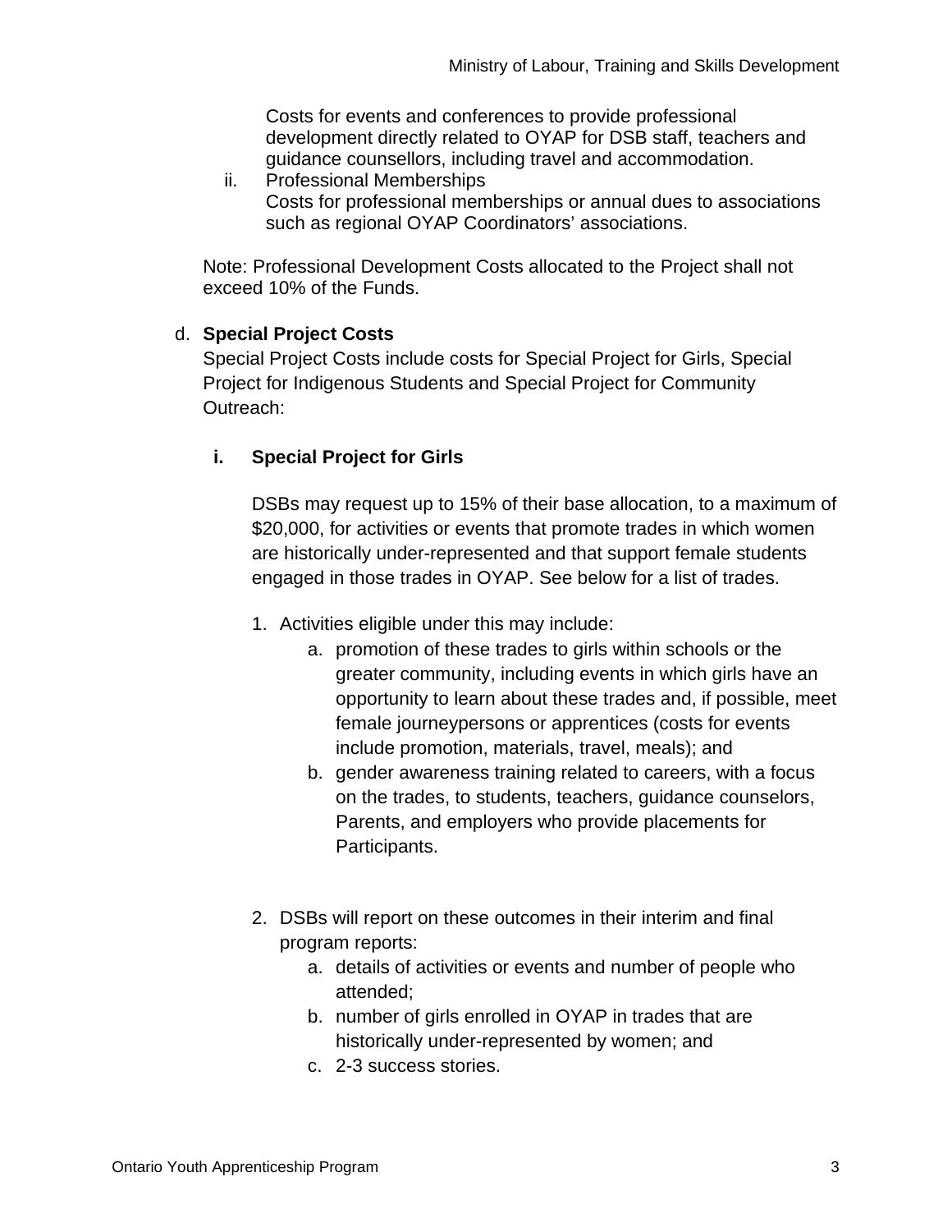Costs for events and conferences to provide professional development directly related to OYAP for DSB staff, teachers and guidance counsellors, including travel and accommodation.

ii. Professional Memberships
Costs for professional memberships or annual dues to associations such as regional OYAP Coordinators' associations.

Note: Professional Development Costs allocated to the Project shall not exceed 10% of the Funds.

d. **Special Project Costs**
Special Project Costs include costs for Special Project for Girls, Special Project for Indigenous Students and Special Project for Community Outreach:

**i. Special Project for Girls**

DSBs may request up to 15% of their base allocation, to a maximum of $20,000, for activities or events that promote trades in which women are historically under-represented and that support female students engaged in those trades in OYAP. See below for a list of trades.

1. Activities eligible under this may include:
    a. promotion of these trades to girls within schools or the greater community, including events in which girls have an opportunity to learn about these trades and, if possible, meet female journeypersons or apprentices (costs for events include promotion, materials, travel, meals); and
    b. gender awareness training related to careers, with a focus on the trades, to students, teachers, guidance counselors, Parents, and employers who provide placements for Participants.

2. DSBs will report on these outcomes in their interim and final program reports:
    a. details of activities or events and number of people who attended;
    b. number of girls enrolled in OYAP in trades that are historically under-represented by women; and
    c. 2-3 success stories.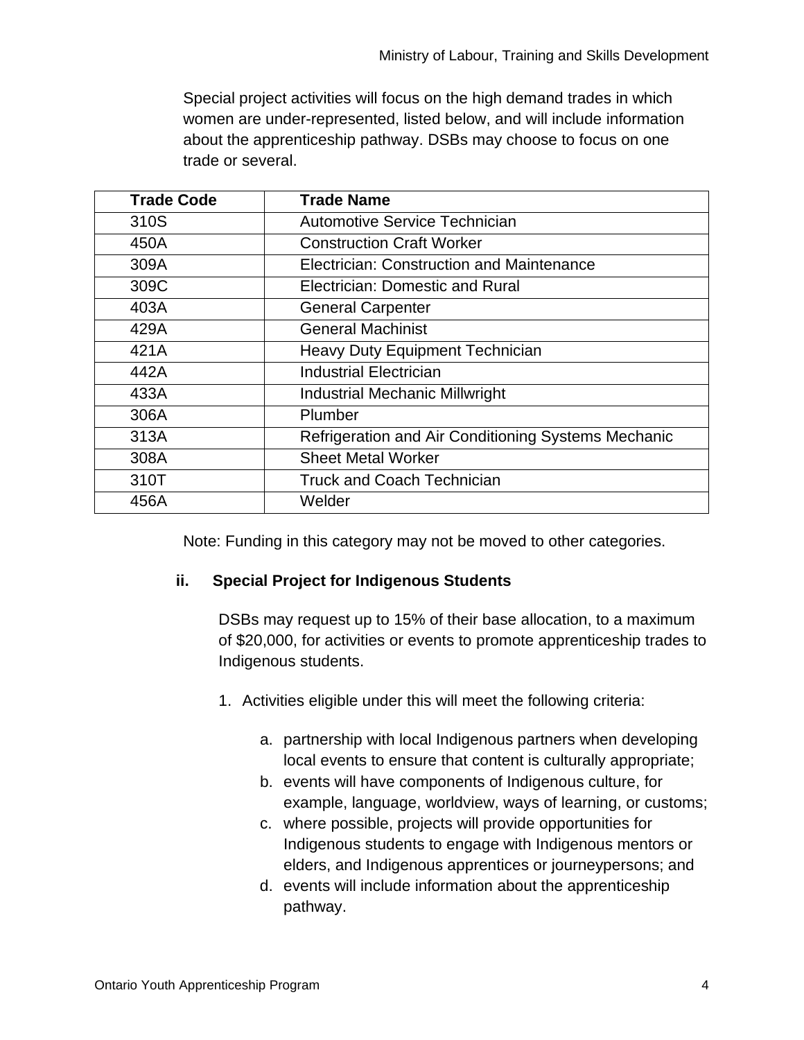Special project activities will focus on the high demand trades in which women are under-represented, listed below, and will include information about the apprenticeship pathway. DSBs may choose to focus on one trade or several.

| Trade Code | Trade Name |
| --- | --- |
| 310S | Automotive Service Technician |
| 450A | Construction Craft Worker |
| 309A | Electrician: Construction and Maintenance |
| 309C | Electrician: Domestic and Rural |
| 403A | General Carpenter |
| 429A | General Machinist |
| 421A | Heavy Duty Equipment Technician |
| 442A | Industrial Electrician |
| 433A | Industrial Mechanic Millwright |
| 306A | Plumber |
| 313A | Refrigeration and Air Conditioning Systems Mechanic |
| 308A | Sheet Metal Worker |
| 310T | Truck and Coach Technician |
| 456A | Welder |

Note: Funding in this category may not be moved to other categories.

**ii. Special Project for Indigenous Students**

DSBs may request up to 15% of their base allocation, to a maximum of $20,000, for activities or events to promote apprenticeship trades to Indigenous students.

1. Activities eligible under this will meet the following criteria:

    a. partnership with local Indigenous partners when developing local events to ensure that content is culturally appropriate;

    b. events will have components of Indigenous culture, for example, language, worldview, ways of learning, or customs;

    c. where possible, projects will provide opportunities for Indigenous students to engage with Indigenous mentors or elders, and Indigenous apprentices or journeypersons; and

    d. events will include information about the apprenticeship pathway.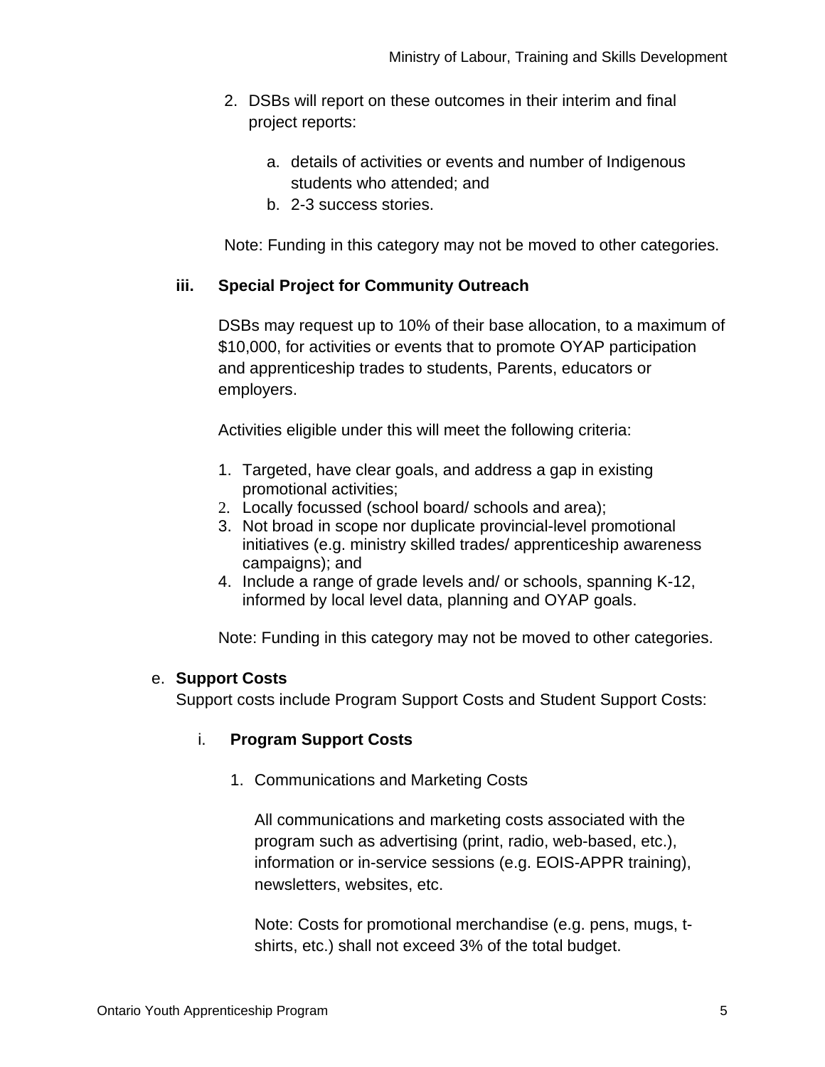2. DSBs will report on these outcomes in their interim and final project reports:

   a. details of activities or events and number of Indigenous students who attended; and
   b. 2-3 success stories.

Note: Funding in this category may not be moved to other categories.

**iii. Special Project for Community Outreach**

DSBs may request up to 10% of their base allocation, to a maximum of $10,000, for activities or events that to promote OYAP participation and apprenticeship trades to students, Parents, educators or employers.

Activities eligible under this will meet the following criteria:

1. Targeted, have clear goals, and address a gap in existing promotional activities;
2. Locally focussed (school board/ schools and area);
3. Not broad in scope nor duplicate provincial-level promotional initiatives (e.g. ministry skilled trades/ apprenticeship awareness campaigns); and
4. Include a range of grade levels and/ or schools, spanning K-12, informed by local level data, planning and OYAP goals.

Note: Funding in this category may not be moved to other categories.

e. **Support Costs**
Support costs include Program Support Costs and Student Support Costs:

i. **Program Support Costs**

1. Communications and Marketing Costs

   All communications and marketing costs associated with the program such as advertising (print, radio, web-based, etc.), information or in-service sessions (e.g. EOIS-APPR training), newsletters, websites, etc.

   Note: Costs for promotional merchandise (e.g. pens, mugs, t-shirts, etc.) shall not exceed 3% of the total budget.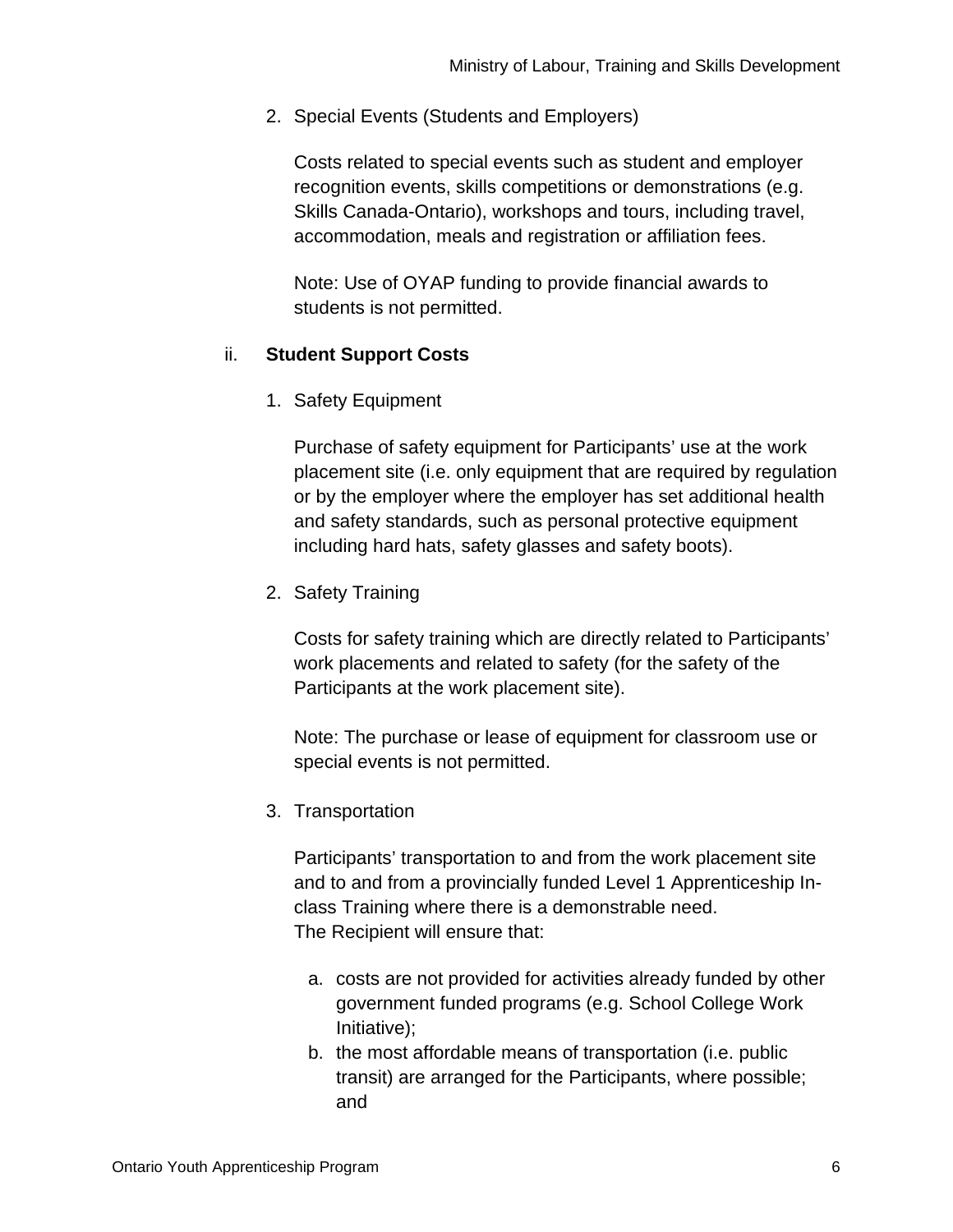2. Special Events (Students and Employers)

   Costs related to special events such as student and employer recognition events, skills competitions or demonstrations (e.g. Skills Canada-Ontario), workshops and tours, including travel, accommodation, meals and registration or affiliation fees.

   Note: Use of OYAP funding to provide financial awards to students is not permitted.

ii. **Student Support Costs**

1. Safety Equipment

   Purchase of safety equipment for Participants' use at the work placement site (i.e. only equipment that are required by regulation or by the employer where the employer has set additional health and safety standards, such as personal protective equipment including hard hats, safety glasses and safety boots).

2. Safety Training

   Costs for safety training which are directly related to Participants' work placements and related to safety (for the safety of the Participants at the work placement site).

   Note: The purchase or lease of equipment for classroom use or special events is not permitted.

3. Transportation

   Participants' transportation to and from the work placement site and to and from a provincially funded Level 1 Apprenticeship In-class Training where there is a demonstrable need.
   The Recipient will ensure that:

   a. costs are not provided for activities already funded by other government funded programs (e.g. School College Work Initiative);
   b. the most affordable means of transportation (i.e. public transit) are arranged for the Participants, where possible; and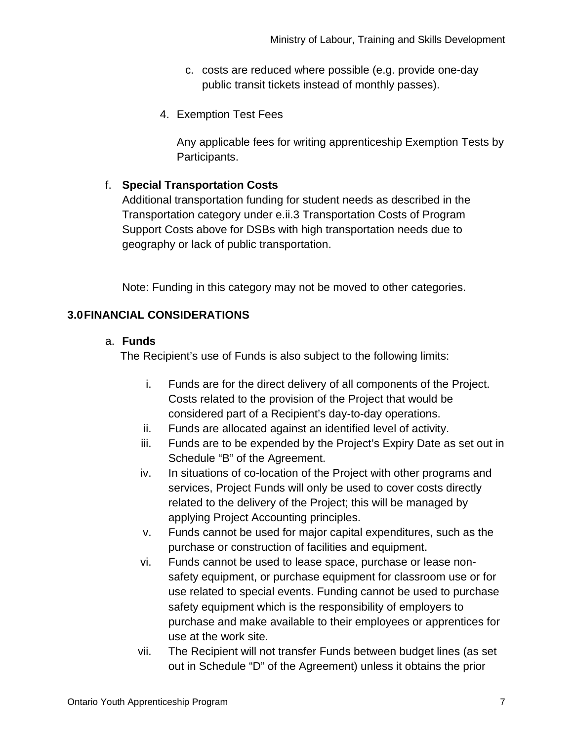c. costs are reduced where possible (e.g. provide one-day public transit tickets instead of monthly passes).

4. Exemption Test Fees

   Any applicable fees for writing apprenticeship Exemption Tests by Participants.

f. **Special Transportation Costs**
   Additional transportation funding for student needs as described in the Transportation category under e.ii.3 Transportation Costs of Program Support Costs above for DSBs with high transportation needs due to geography or lack of public transportation.

   Note: Funding in this category may not be moved to other categories.

## 3.0 FINANCIAL CONSIDERATIONS

a. **Funds**
   The Recipient's use of Funds is also subject to the following limits:

   i. Funds are for the direct delivery of all components of the Project. Costs related to the provision of the Project that would be considered part of a Recipient's day-to-day operations.
   ii. Funds are allocated against an identified level of activity.
   iii. Funds are to be expended by the Project's Expiry Date as set out in Schedule "B" of the Agreement.
   iv. In situations of co-location of the Project with other programs and services, Project Funds will only be used to cover costs directly related to the delivery of the Project; this will be managed by applying Project Accounting principles.
   v. Funds cannot be used for major capital expenditures, such as the purchase or construction of facilities and equipment.
   vi. Funds cannot be used to lease space, purchase or lease non-safety equipment, or purchase equipment for classroom use or for use related to special events. Funding cannot be used to purchase safety equipment which is the responsibility of employers to purchase and make available to their employees or apprentices for use at the work site.
   vii. The Recipient will not transfer Funds between budget lines (as set out in Schedule "D" of the Agreement) unless it obtains the prior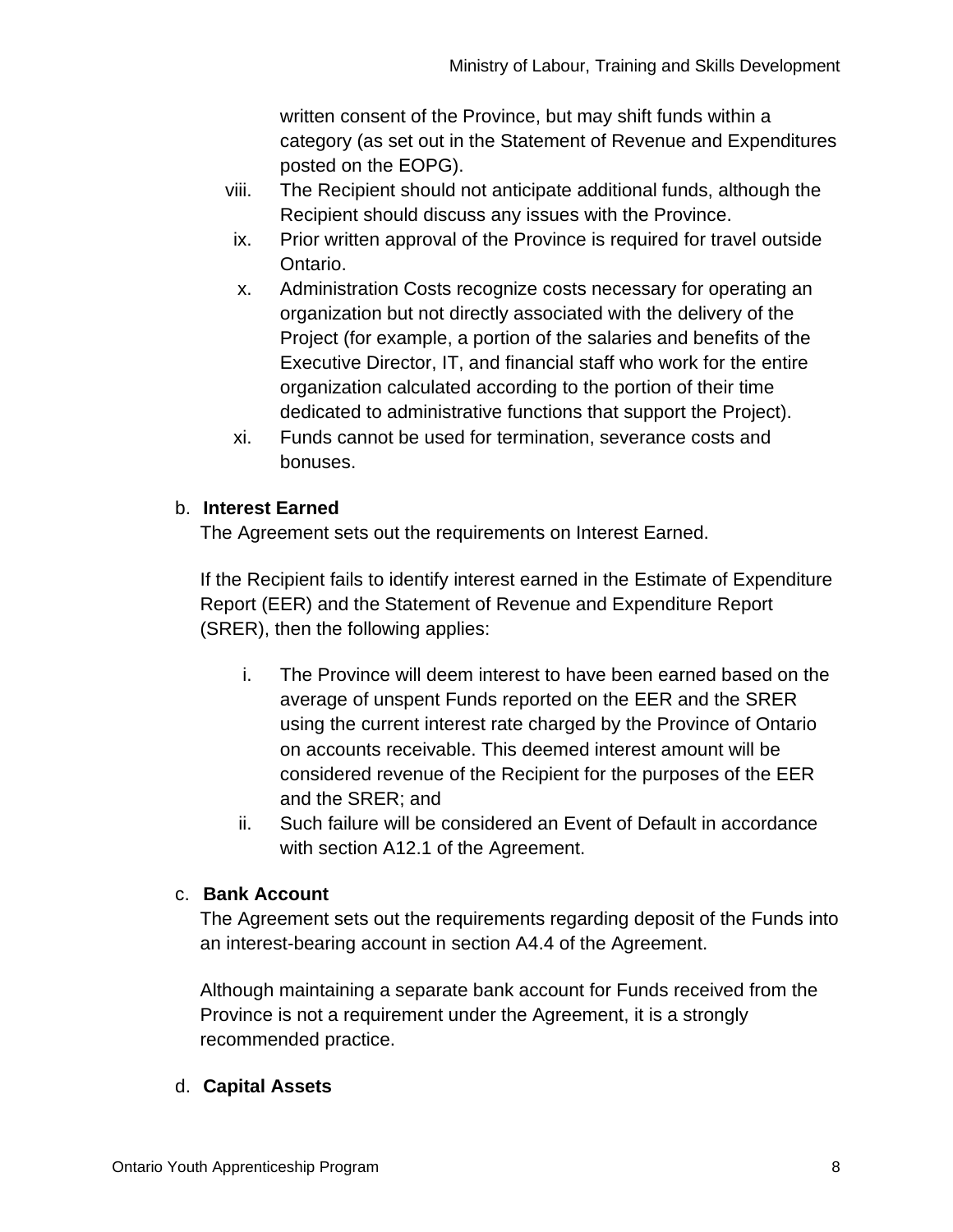written consent of the Province, but may shift funds within a category (as set out in the Statement of Revenue and Expenditures posted on the EOPG).

viii. The Recipient should not anticipate additional funds, although the Recipient should discuss any issues with the Province.

ix. Prior written approval of the Province is required for travel outside Ontario.

x. Administration Costs recognize costs necessary for operating an organization but not directly associated with the delivery of the Project (for example, a portion of the salaries and benefits of the Executive Director, IT, and financial staff who work for the entire organization calculated according to the portion of their time dedicated to administrative functions that support the Project).

xi. Funds cannot be used for termination, severance costs and bonuses.

b. **Interest Earned**

The Agreement sets out the requirements on Interest Earned.

If the Recipient fails to identify interest earned in the Estimate of Expenditure Report (EER) and the Statement of Revenue and Expenditure Report (SRER), then the following applies:

i. The Province will deem interest to have been earned based on the average of unspent Funds reported on the EER and the SRER using the current interest rate charged by the Province of Ontario on accounts receivable. This deemed interest amount will be considered revenue of the Recipient for the purposes of the EER and the SRER; and

ii. Such failure will be considered an Event of Default in accordance with section A12.1 of the Agreement.

c. **Bank Account**

The Agreement sets out the requirements regarding deposit of the Funds into an interest-bearing account in section A4.4 of the Agreement.

Although maintaining a separate bank account for Funds received from the Province is not a requirement under the Agreement, it is a strongly recommended practice.

d. **Capital Assets**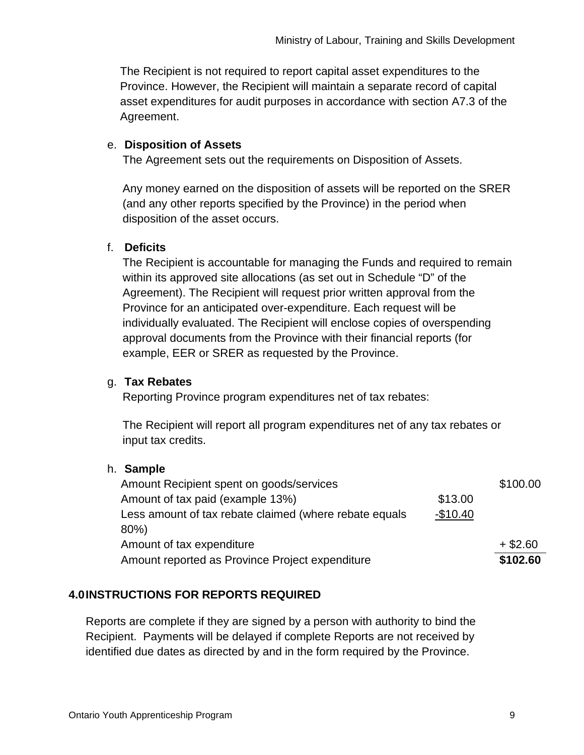The Recipient is not required to report capital asset expenditures to the Province. However, the Recipient will maintain a separate record of capital asset expenditures for audit purposes in accordance with section A7.3 of the Agreement.

e. **Disposition of Assets**

The Agreement sets out the requirements on Disposition of Assets.

Any money earned on the disposition of assets will be reported on the SRER (and any other reports specified by the Province) in the period when disposition of the asset occurs.

f. **Deficits**

The Recipient is accountable for managing the Funds and required to remain within its approved site allocations (as set out in Schedule "D" of the Agreement). The Recipient will request prior written approval from the Province for an anticipated over-expenditure. Each request will be individually evaluated. The Recipient will enclose copies of overspending approval documents from the Province with their financial reports (for example, EER or SRER as requested by the Province.

g. **Tax Rebates**

Reporting Province program expenditures net of tax rebates:

The Recipient will report all program expenditures net of any tax rebates or input tax credits.

h. **Sample**

| | | |
|---|---|---|
| Amount Recipient spent on goods/services | | $100.00 |
| Amount of tax paid (example 13%) | $13.00 | |
| Less amount of tax rebate claimed (where rebate equals 80%) | -$10.40 | |
| Amount of tax expenditure | | + $2.60 |
| Amount reported as Province Project expenditure | | **$102.60** |

## 4.0 INSTRUCTIONS FOR REPORTS REQUIRED

Reports are complete if they are signed by a person with authority to bind the Recipient. Payments will be delayed if complete Reports are not received by identified due dates as directed by and in the form required by the Province.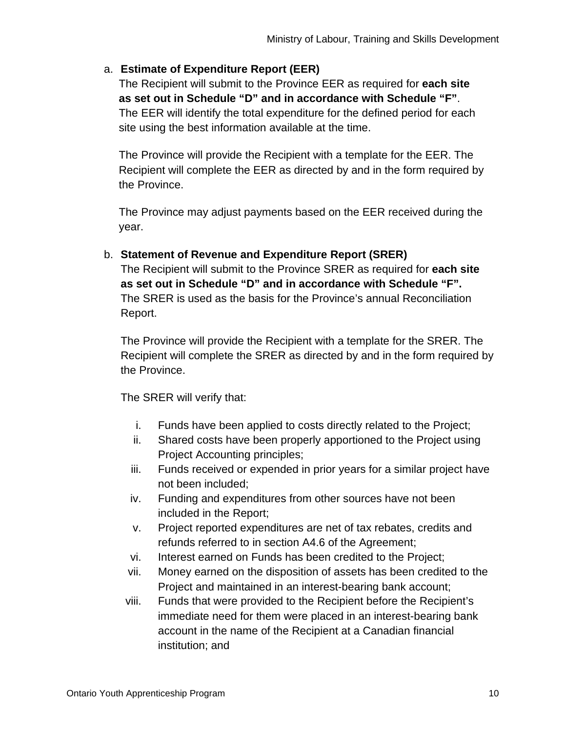a. **Estimate of Expenditure Report (EER)**

The Recipient will submit to the Province EER as required for **each site as set out in Schedule "D" and in accordance with Schedule "F"**. The EER will identify the total expenditure for the defined period for each site using the best information available at the time.

The Province will provide the Recipient with a template for the EER. The Recipient will complete the EER as directed by and in the form required by the Province.

The Province may adjust payments based on the EER received during the year.

b. **Statement of Revenue and Expenditure Report (SRER)**

The Recipient will submit to the Province SRER as required for **each site as set out in Schedule "D" and in accordance with Schedule "F".** The SRER is used as the basis for the Province's annual Reconciliation Report.

The Province will provide the Recipient with a template for the SRER. The Recipient will complete the SRER as directed by and in the form required by the Province.

The SRER will verify that:

i. Funds have been applied to costs directly related to the Project;
ii. Shared costs have been properly apportioned to the Project using Project Accounting principles;
iii. Funds received or expended in prior years for a similar project have not been included;
iv. Funding and expenditures from other sources have not been included in the Report;
v. Project reported expenditures are net of tax rebates, credits and refunds referred to in section A4.6 of the Agreement;
vi. Interest earned on Funds has been credited to the Project;
vii. Money earned on the disposition of assets has been credited to the Project and maintained in an interest-bearing bank account;
viii. Funds that were provided to the Recipient before the Recipient's immediate need for them were placed in an interest-bearing bank account in the name of the Recipient at a Canadian financial institution; and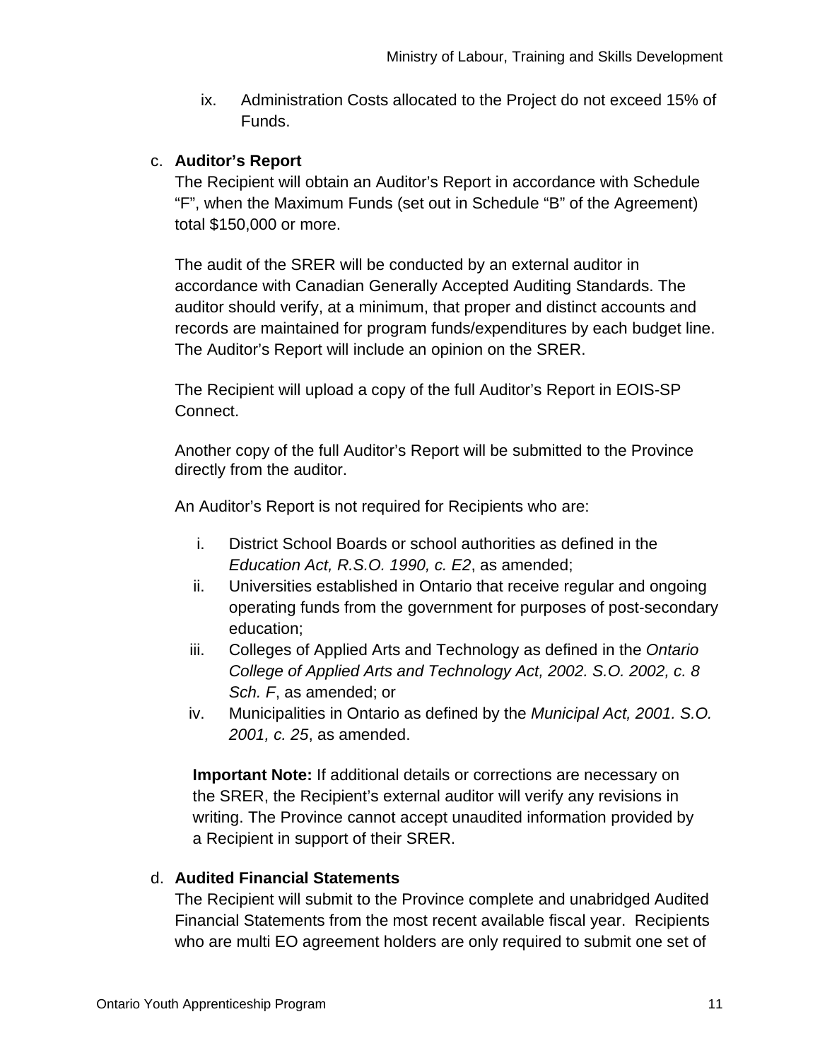ix. Administration Costs allocated to the Project do not exceed 15% of Funds.

c. **Auditor's Report**

The Recipient will obtain an Auditor's Report in accordance with Schedule "F", when the Maximum Funds (set out in Schedule "B" of the Agreement) total $150,000 or more.

The audit of the SRER will be conducted by an external auditor in accordance with Canadian Generally Accepted Auditing Standards. The auditor should verify, at a minimum, that proper and distinct accounts and records are maintained for program funds/expenditures by each budget line. The Auditor's Report will include an opinion on the SRER.

The Recipient will upload a copy of the full Auditor's Report in EOIS-SP Connect.

Another copy of the full Auditor's Report will be submitted to the Province directly from the auditor.

An Auditor's Report is not required for Recipients who are:

i. District School Boards or school authorities as defined in the *Education Act, R.S.O. 1990, c. E2*, as amended;
ii. Universities established in Ontario that receive regular and ongoing operating funds from the government for purposes of post-secondary education;
iii. Colleges of Applied Arts and Technology as defined in the *Ontario College of Applied Arts and Technology Act, 2002. S.O. 2002, c. 8 Sch. F*, as amended; or
iv. Municipalities in Ontario as defined by the *Municipal Act, 2001. S.O. 2001, c. 25*, as amended.

**Important Note:** If additional details or corrections are necessary on the SRER, the Recipient's external auditor will verify any revisions in writing. The Province cannot accept unaudited information provided by a Recipient in support of their SRER.

d. **Audited Financial Statements**

The Recipient will submit to the Province complete and unabridged Audited Financial Statements from the most recent available fiscal year. Recipients who are multi EO agreement holders are only required to submit one set of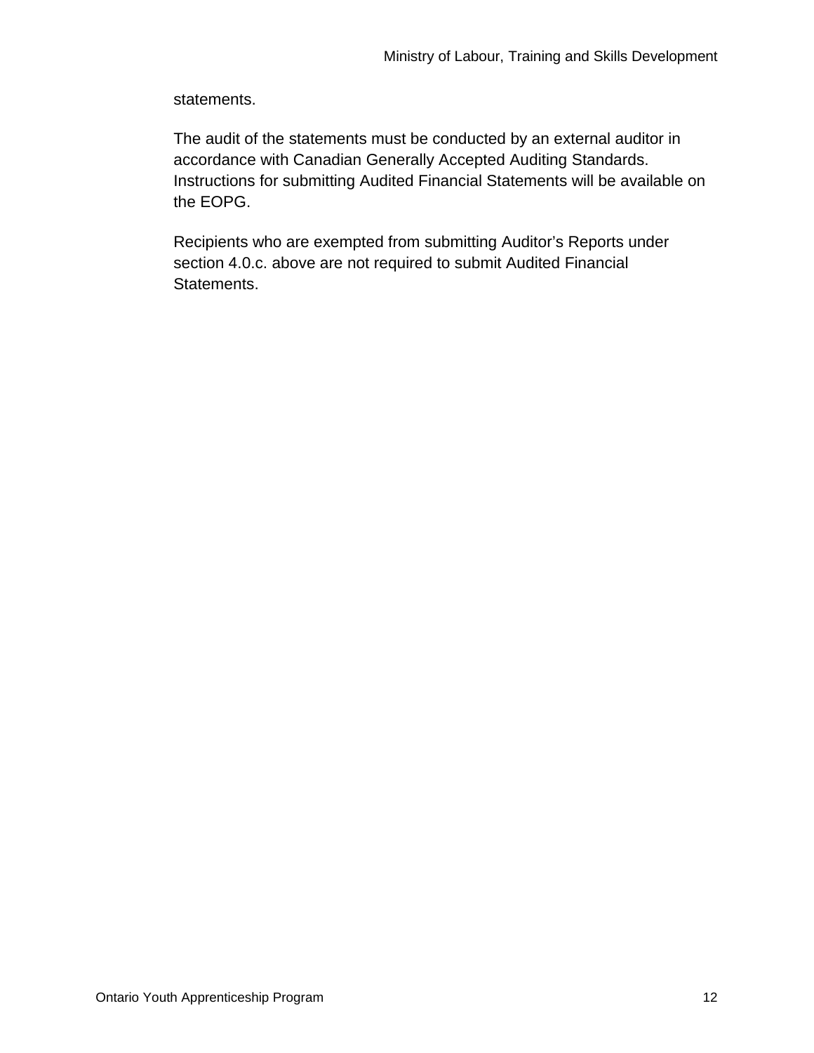statements.

The audit of the statements must be conducted by an external auditor in accordance with Canadian Generally Accepted Auditing Standards. Instructions for submitting Audited Financial Statements will be available on the EOPG.

Recipients who are exempted from submitting Auditor's Reports under section 4.0.c. above are not required to submit Audited Financial Statements.